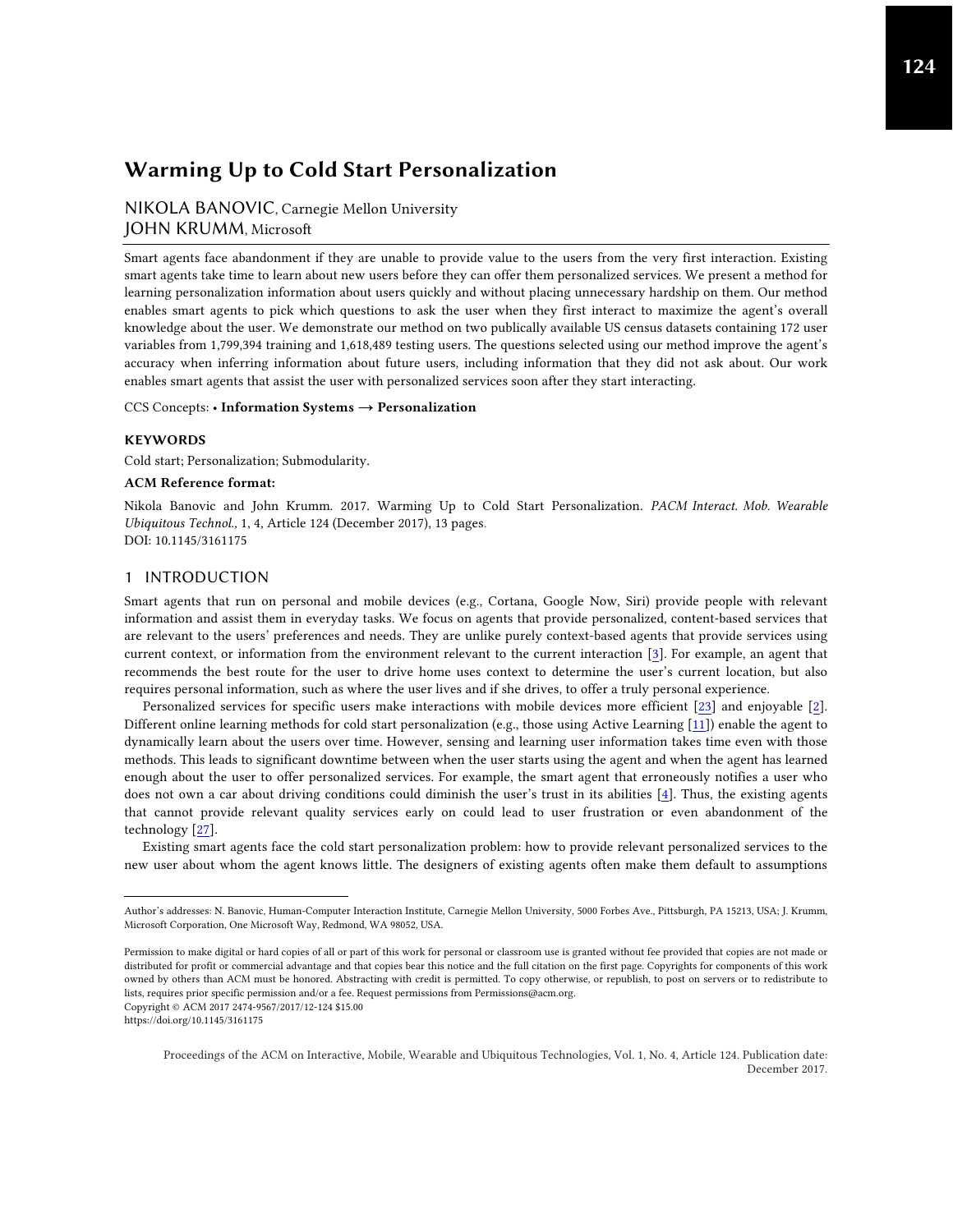# Warming Up to Cold Start Personalization

NIKOLA BANOVIC, Carnegie Mellon University
JOHN KRUMM, Microsoft

Smart agents face abandonment if they are unable to provide value to the users from the very first interaction. Existing smart agents take time to learn about new users before they can offer them personalized services. We present a method for learning personalization information about users quickly and without placing unnecessary hardship on them. Our method enables smart agents to pick which questions to ask the user when they first interact to maximize the agent's overall knowledge about the user. We demonstrate our method on two publically available US census datasets containing 172 user variables from 1,799,394 training and 1,618,489 testing users. The questions selected using our method improve the agent's accuracy when inferring information about future users, including information that they did not ask about. Our work enables smart agents that assist the user with personalized services soon after they start interacting.

CCS Concepts: • **Information Systems → Personalization**

**KEYWORDS**

Cold start; Personalization; Submodularity.

**ACM Reference format:**

Nikola Banovic and John Krumm. 2017. Warming Up to Cold Start Personalization. *PACM Interact. Mob. Wearable Ubiquitous Technol.,* 1, 4, Article 124 (December 2017), 13 pages.
DOI: 10.1145/3161175

## 1 INTRODUCTION

Smart agents that run on personal and mobile devices (e.g., Cortana, Google Now, Siri) provide people with relevant information and assist them in everyday tasks. We focus on agents that provide personalized, content-based services that are relevant to the users' preferences and needs. They are unlike purely context-based agents that provide services using current context, or information from the environment relevant to the current interaction [3]. For example, an agent that recommends the best route for the user to drive home uses context to determine the user's current location, but also requires personal information, such as where the user lives and if she drives, to offer a truly personal experience.

Personalized services for specific users make interactions with mobile devices more efficient [23] and enjoyable [2]. Different online learning methods for cold start personalization (e.g., those using Active Learning [11]) enable the agent to dynamically learn about the users over time. However, sensing and learning user information takes time even with those methods. This leads to significant downtime between when the user starts using the agent and when the agent has learned enough about the user to offer personalized services. For example, the smart agent that erroneously notifies a user who does not own a car about driving conditions could diminish the user's trust in its abilities [4]. Thus, the existing agents that cannot provide relevant quality services early on could lead to user frustration or even abandonment of the technology [27].

Existing smart agents face the cold start personalization problem: how to provide relevant personalized services to the new user about whom the agent knows little. The designers of existing agents often make them default to assumptions

---

Author's addresses: N. Banovic, Human-Computer Interaction Institute, Carnegie Mellon University, 5000 Forbes Ave., Pittsburgh, PA 15213, USA; J. Krumm, Microsoft Corporation, One Microsoft Way, Redmond, WA 98052, USA.

Permission to make digital or hard copies of all or part of this work for personal or classroom use is granted without fee provided that copies are not made or distributed for profit or commercial advantage and that copies bear this notice and the full citation on the first page. Copyrights for components of this work owned by others than ACM must be honored. Abstracting with credit is permitted. To copy otherwise, or republish, to post on servers or to redistribute to lists, requires prior specific permission and/or a fee. Request permissions from Permissions@acm.org.
Copyright © ACM 2017 2474-9567/2017/12-124 $15.00
https://doi.org/10.1145/3161175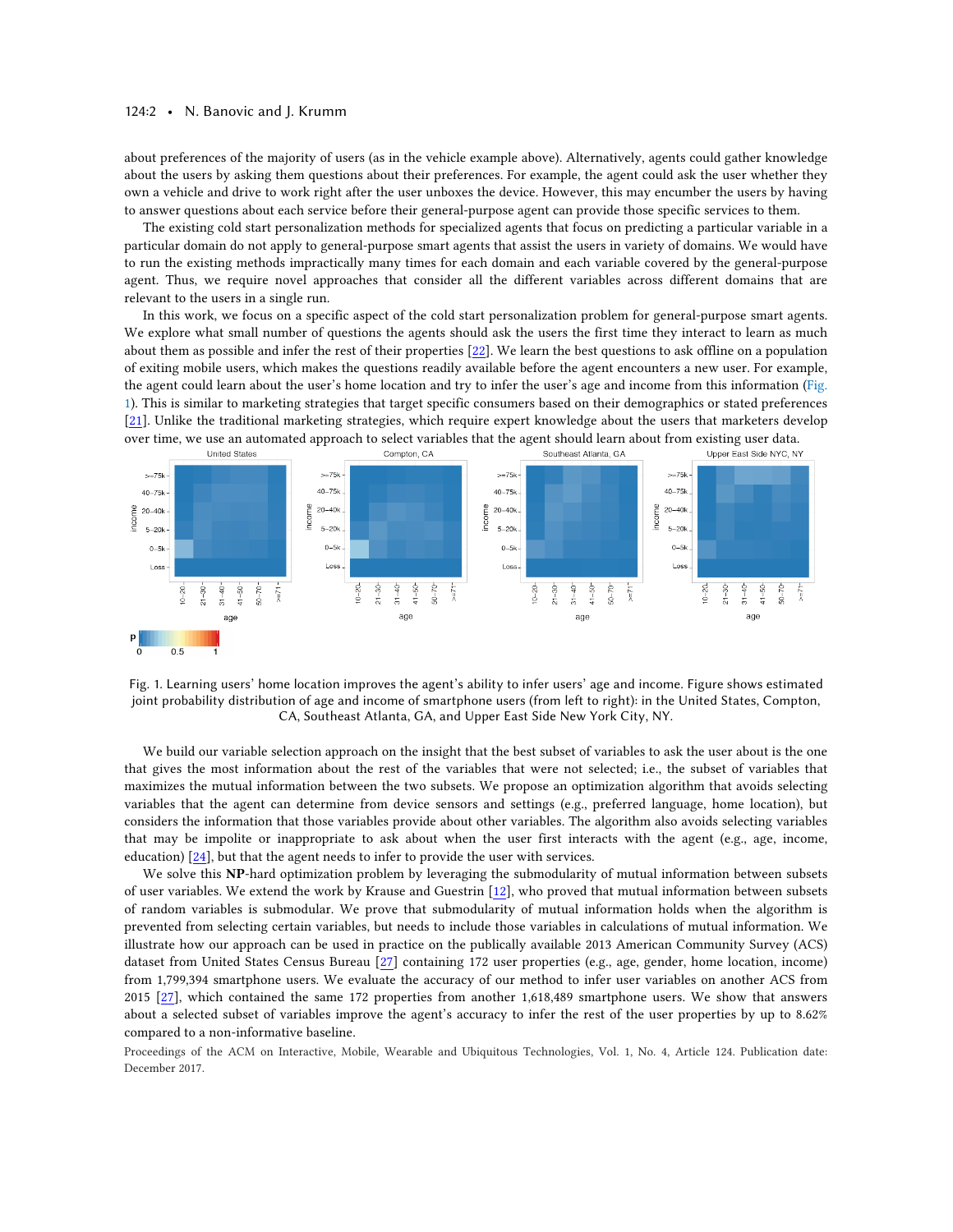about preferences of the majority of users (as in the vehicle example above). Alternatively, agents could gather knowledge about the users by asking them questions about their preferences. For example, the agent could ask the user whether they own a vehicle and drive to work right after the user unboxes the device. However, this may encumber the users by having to answer questions about each service before their general-purpose agent can provide those specific services to them.

The existing cold start personalization methods for specialized agents that focus on predicting a particular variable in a particular domain do not apply to general-purpose smart agents that assist the users in variety of domains. We would have to run the existing methods impractically many times for each domain and each variable covered by the general-purpose agent. Thus, we require novel approaches that consider all the different variables across different domains that are relevant to the users in a single run.

In this work, we focus on a specific aspect of the cold start personalization problem for general-purpose smart agents. We explore what small number of questions the agents should ask the users the first time they interact to learn as much about them as possible and infer the rest of their properties [22]. We learn the best questions to ask offline on a population of exiting mobile users, which makes the questions readily available before the agent encounters a new user. For example, the agent could learn about the user's home location and try to infer the user's age and income from this information (Fig. 1). This is similar to marketing strategies that target specific consumers based on their demographics or stated preferences [21]. Unlike the traditional marketing strategies, which require expert knowledge about the users that marketers develop over time, we use an automated approach to select variables that the agent should learn about from existing user data.

Fig. 1. Learning users' home location improves the agent's ability to infer users' age and income. Figure shows estimated joint probability distribution of age and income of smartphone users (from left to right): in the United States, Compton, CA, Southeast Atlanta, GA, and Upper East Side New York City, NY.

We build our variable selection approach on the insight that the best subset of variables to ask the user about is the one that gives the most information about the rest of the variables that were not selected; i.e., the subset of variables that maximizes the mutual information between the two subsets. We propose an optimization algorithm that avoids selecting variables that the agent can determine from device sensors and settings (e.g., preferred language, home location), but considers the information that those variables provide about other variables. The algorithm also avoids selecting variables that may be impolite or inappropriate to ask about when the user first interacts with the agent (e.g., age, income, education) [24], but that the agent needs to infer to provide the user with services.

We solve this **NP**-hard optimization problem by leveraging the submodularity of mutual information between subsets of user variables. We extend the work by Krause and Guestrin [12], who proved that mutual information between subsets of random variables is submodular. We prove that submodularity of mutual information holds when the algorithm is prevented from selecting certain variables, but needs to include those variables in calculations of mutual information. We illustrate how our approach can be used in practice on the publically available 2013 American Community Survey (ACS) dataset from United States Census Bureau [27] containing 172 user properties (e.g., age, gender, home location, income) from 1,799,394 smartphone users. We evaluate the accuracy of our method to infer user variables on another ACS from 2015 [27], which contained the same 172 properties from another 1,618,489 smartphone users. We show that answers about a selected subset of variables improve the agent's accuracy to infer the rest of the user properties by up to 8.62% compared to a non-informative baseline.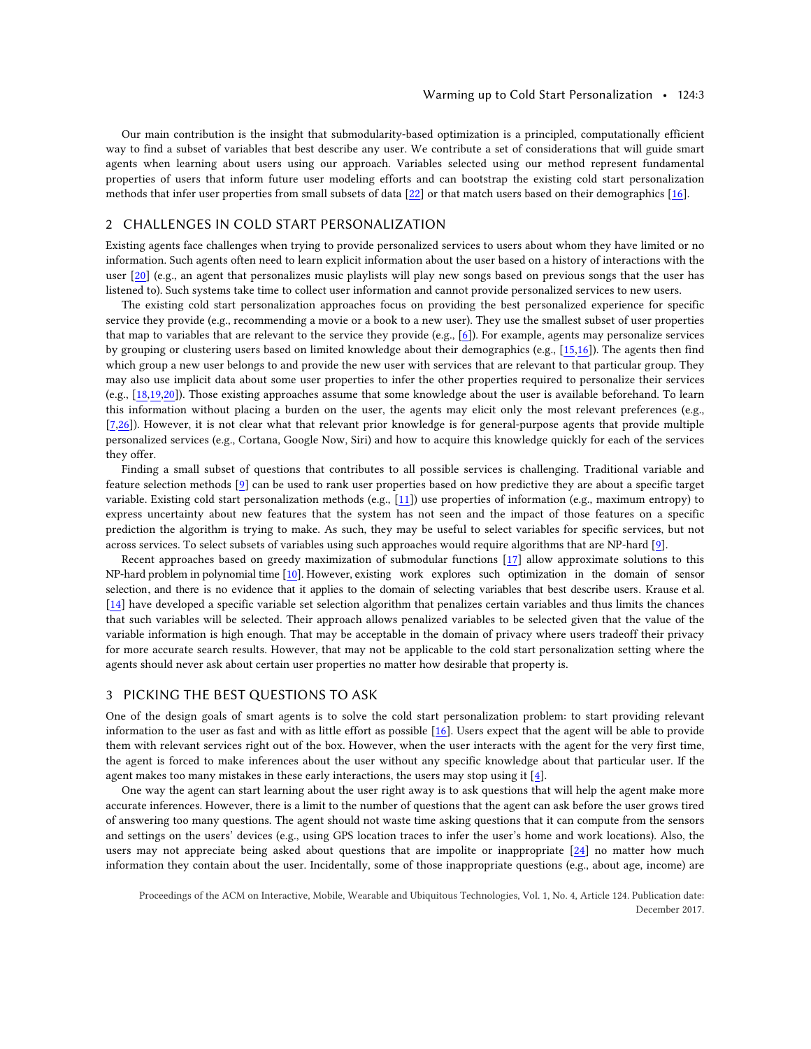Our main contribution is the insight that submodularity-based optimization is a principled, computationally efficient way to find a subset of variables that best describe any user. We contribute a set of considerations that will guide smart agents when learning about users using our approach. Variables selected using our method represent fundamental properties of users that inform future user modeling efforts and can bootstrap the existing cold start personalization methods that infer user properties from small subsets of data [22] or that match users based on their demographics [16].

## 2 CHALLENGES IN COLD START PERSONALIZATION

Existing agents face challenges when trying to provide personalized services to users about whom they have limited or no information. Such agents often need to learn explicit information about the user based on a history of interactions with the user [20] (e.g., an agent that personalizes music playlists will play new songs based on previous songs that the user has listened to). Such systems take time to collect user information and cannot provide personalized services to new users.

The existing cold start personalization approaches focus on providing the best personalized experience for specific service they provide (e.g., recommending a movie or a book to a new user). They use the smallest subset of user properties that map to variables that are relevant to the service they provide (e.g., [6]). For example, agents may personalize services by grouping or clustering users based on limited knowledge about their demographics (e.g., [15,16]). The agents then find which group a new user belongs to and provide the new user with services that are relevant to that particular group. They may also use implicit data about some user properties to infer the other properties required to personalize their services (e.g., [18,19,20]). Those existing approaches assume that some knowledge about the user is available beforehand. To learn this information without placing a burden on the user, the agents may elicit only the most relevant preferences (e.g., [7,26]). However, it is not clear what that relevant prior knowledge is for general-purpose agents that provide multiple personalized services (e.g., Cortana, Google Now, Siri) and how to acquire this knowledge quickly for each of the services they offer.

Finding a small subset of questions that contributes to all possible services is challenging. Traditional variable and feature selection methods [9] can be used to rank user properties based on how predictive they are about a specific target variable. Existing cold start personalization methods (e.g., [11]) use properties of information (e.g., maximum entropy) to express uncertainty about new features that the system has not seen and the impact of those features on a specific prediction the algorithm is trying to make. As such, they may be useful to select variables for specific services, but not across services. To select subsets of variables using such approaches would require algorithms that are NP-hard [9].

Recent approaches based on greedy maximization of submodular functions [17] allow approximate solutions to this NP-hard problem in polynomial time [10]. However, existing work explores such optimization in the domain of sensor selection, and there is no evidence that it applies to the domain of selecting variables that best describe users. Krause et al. [14] have developed a specific variable set selection algorithm that penalizes certain variables and thus limits the chances that such variables will be selected. Their approach allows penalized variables to be selected given that the value of the variable information is high enough. That may be acceptable in the domain of privacy where users tradeoff their privacy for more accurate search results. However, that may not be applicable to the cold start personalization setting where the agents should never ask about certain user properties no matter how desirable that property is.

## 3 PICKING THE BEST QUESTIONS TO ASK

One of the design goals of smart agents is to solve the cold start personalization problem: to start providing relevant information to the user as fast and with as little effort as possible [16]. Users expect that the agent will be able to provide them with relevant services right out of the box. However, when the user interacts with the agent for the very first time, the agent is forced to make inferences about the user without any specific knowledge about that particular user. If the agent makes too many mistakes in these early interactions, the users may stop using it [4].

One way the agent can start learning about the user right away is to ask questions that will help the agent make more accurate inferences. However, there is a limit to the number of questions that the agent can ask before the user grows tired of answering too many questions. The agent should not waste time asking questions that it can compute from the sensors and settings on the users' devices (e.g., using GPS location traces to infer the user's home and work locations). Also, the users may not appreciate being asked about questions that are impolite or inappropriate [24] no matter how much information they contain about the user. Incidentally, some of those inappropriate questions (e.g., about age, income) are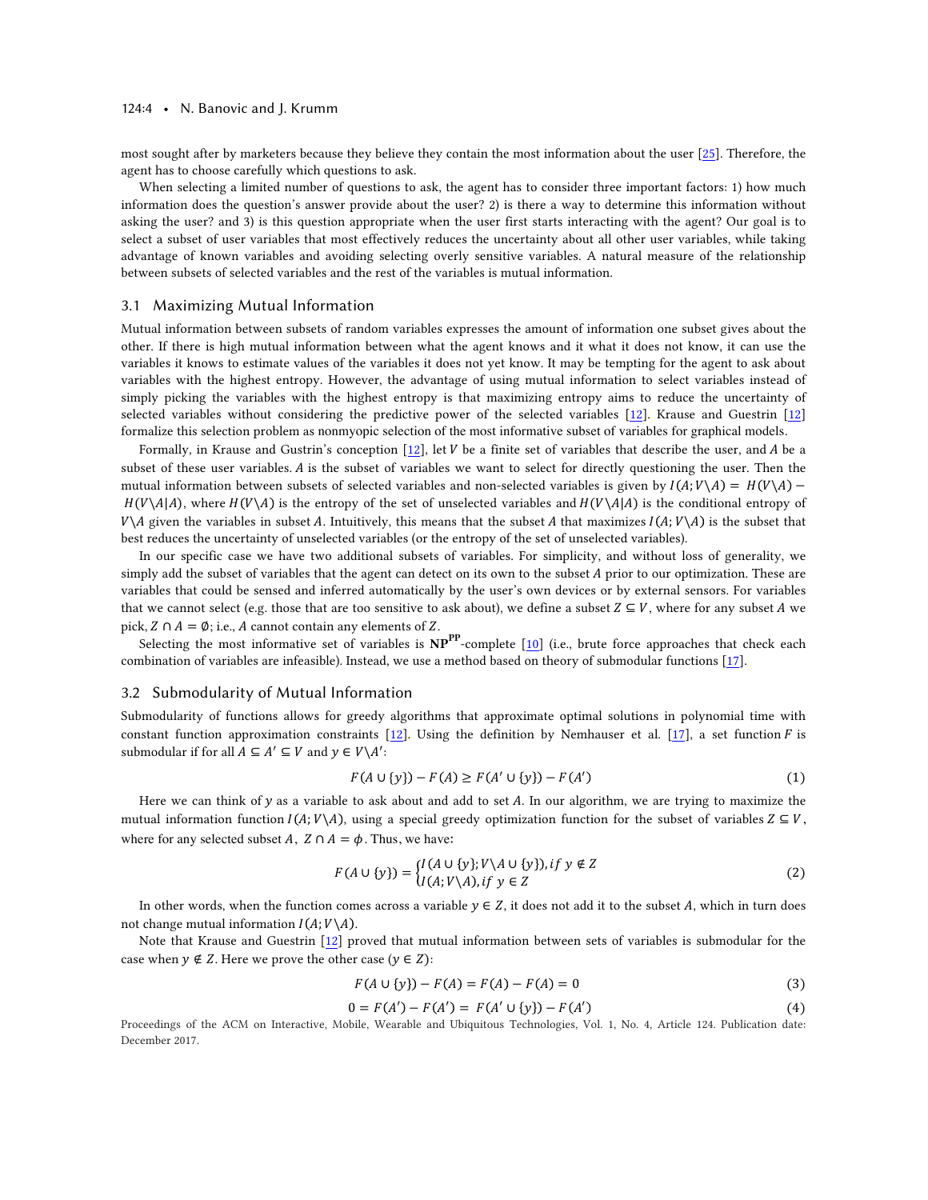most sought after by marketers because they believe they contain the most information about the user [25]. Therefore, the agent has to choose carefully which questions to ask.

When selecting a limited number of questions to ask, the agent has to consider three important factors: 1) how much information does the question's answer provide about the user? 2) is there a way to determine this information without asking the user? and 3) is this question appropriate when the user first starts interacting with the agent? Our goal is to select a subset of user variables that most effectively reduces the uncertainty about all other user variables, while taking advantage of known variables and avoiding selecting overly sensitive variables. A natural measure of the relationship between subsets of selected variables and the rest of the variables is mutual information.

## 3.1 Maximizing Mutual Information

Mutual information between subsets of random variables expresses the amount of information one subset gives about the other. If there is high mutual information between what the agent knows and it what it does not know, it can use the variables it knows to estimate values of the variables it does not yet know. It may be tempting for the agent to ask about variables with the highest entropy. However, the advantage of using mutual information to select variables instead of simply picking the variables with the highest entropy is that maximizing entropy aims to reduce the uncertainty of selected variables without considering the predictive power of the selected variables [12]. Krause and Guestrin [12] formalize this selection problem as nonmyopic selection of the most informative subset of variables for graphical models.

Formally, in Krause and Gustrin's conception [12], let $V$ be a finite set of variables that describe the user, and $A$ be a subset of these user variables. $A$ is the subset of variables we want to select for directly questioning the user. Then the mutual information between subsets of selected variables and non-selected variables is given by $I(A; V \backslash A) = H(V \backslash A) - H(V \backslash A | A)$, where $H(V \backslash A)$ is the entropy of the set of unselected variables and $H(V \backslash A | A)$ is the conditional entropy of $V \backslash A$ given the variables in subset $A$. Intuitively, this means that the subset $A$ that maximizes $I(A; V \backslash A)$ is the subset that best reduces the uncertainty of unselected variables (or the entropy of the set of unselected variables).

In our specific case we have two additional subsets of variables. For simplicity, and without loss of generality, we simply add the subset of variables that the agent can detect on its own to the subset $A$ prior to our optimization. These are variables that could be sensed and inferred automatically by the user's own devices or by external sensors. For variables that we cannot select (e.g. those that are too sensitive to ask about), we define a subset $Z \subseteq V$, where for any subset $A$ we pick, $Z \cap A = \emptyset$; i.e., $A$ cannot contain any elements of $Z$.

Selecting the most informative set of variables is $\mathbf{NP^{PP}}$-complete [10] (i.e., brute force approaches that check each combination of variables are infeasible). Instead, we use a method based on theory of submodular functions [17].

## 3.2 Submodularity of Mutual Information

Submodularity of functions allows for greedy algorithms that approximate optimal solutions in polynomial time with constant function approximation constraints [12]. Using the definition by Nemhauser et al. [17], a set function $F$ is submodular if for all $A \subseteq A' \subseteq V$ and $y \in V \backslash A'$:

$$F(A \cup \{y\}) - F(A) \geq F(A' \cup \{y\}) - F(A') \tag{1}$$

Here we can think of $y$ as a variable to ask about and add to set $A$. In our algorithm, we are trying to maximize the mutual information function $I(A; V \backslash A)$, using a special greedy optimization function for the subset of variables $Z \subseteq V$, where for any selected subset $A$, $Z \cap A = \phi$. Thus, we have:

$$F(A \cup \{y\}) = \begin{cases} I(A \cup \{y\}; V \backslash A \cup \{y\}), if\ y \notin Z \\ I(A; V \backslash A), if\ y \in Z \end{cases} \tag{2}$$

In other words, when the function comes across a variable $y \in Z$, it does not add it to the subset $A$, which in turn does not change mutual information $I(A; V \backslash A)$.

Note that Krause and Guestrin [12] proved that mutual information between sets of variables is submodular for the case when $y \notin Z$. Here we prove the other case ($y \in Z$):

$$F(A \cup \{y\}) - F(A) = F(A) - F(A) = 0 \tag{3}$$

$$0 = F(A') - F(A') = F(A' \cup \{y\}) - F(A') \tag{4}$$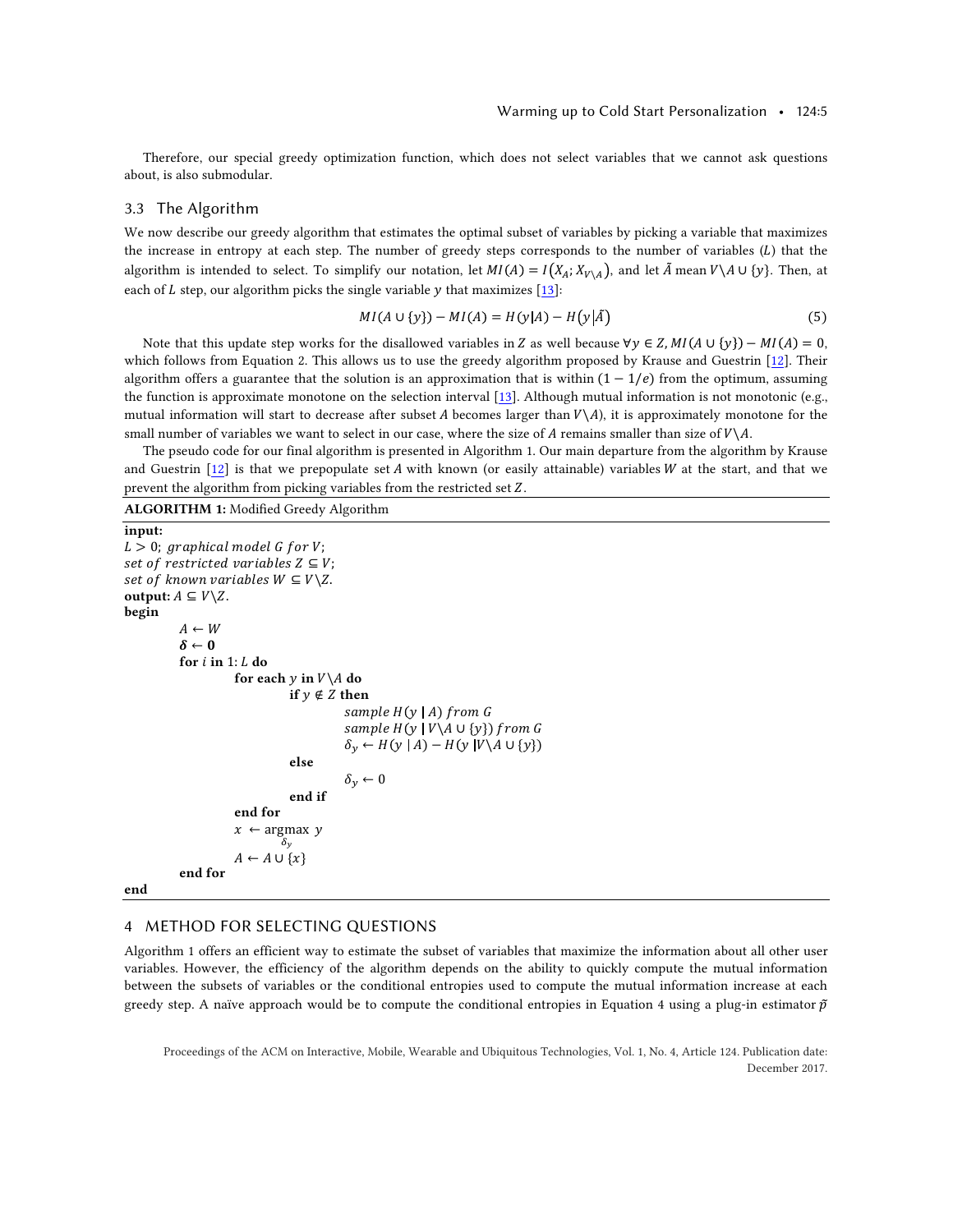Therefore, our special greedy optimization function, which does not select variables that we cannot ask questions about, is also submodular.

### 3.3 The Algorithm

We now describe our greedy algorithm that estimates the optimal subset of variables by picking a variable that maximizes the increase in entropy at each step. The number of greedy steps corresponds to the number of variables ($L$) that the algorithm is intended to select. To simplify our notation, let $MI(A) = I(X_A; X_{V\setminus A})$, and let $\tilde{A}$ mean $V\setminus A \cup \{y\}$. Then, at each of $L$ step, our algorithm picks the single variable $y$ that maximizes [13]:

$$MI(A \cup \{y\}) - MI(A) = H(y|A) - H(y|\tilde{A}) \tag{5}$$

Note that this update step works for the disallowed variables in $Z$ as well because $\forall y \in Z, MI(A \cup \{y\}) - MI(A) = 0$, which follows from Equation 2. This allows us to use the greedy algorithm proposed by Krause and Guestrin [12]. Their algorithm offers a guarantee that the solution is an approximation that is within $(1 - 1/e)$ from the optimum, assuming the function is approximate monotone on the selection interval [13]. Although mutual information is not monotonic (e.g., mutual information will start to decrease after subset $A$ becomes larger than $V\setminus A$), it is approximately monotone for the small number of variables we want to select in our case, where the size of $A$ remains smaller than size of $V\setminus A$.

The pseudo code for our final algorithm is presented in Algorithm 1. Our main departure from the algorithm by Krause and Guestrin [12] is that we prepopulate set $A$ with known (or easily attainable) variables $W$ at the start, and that we prevent the algorithm from picking variables from the restricted set $Z$.

**ALGORITHM 1:** Modified Greedy Algorithm

```
input:
L > 0; graphical model G for V;
set of restricted variables Z ⊆ V;
set of known variables W ⊆ V\Z.
output: A ⊆ V\Z.
begin
    A ← W
    δ ← 0
    for i in 1: L do
        for each y in V\A do
            if y ∉ Z then
                sample H(y | A) from G
                sample H(y | V\A ∪ {y}) from G
                δ_y ← H(y | A) − H(y | V\A ∪ {y})
            else
                δ_y ← 0
            end if
        end for
        x ← argmax_{δ_y} y
        A ← A ∪ {x}
    end for
end
```

## 4 METHOD FOR SELECTING QUESTIONS

Algorithm 1 offers an efficient way to estimate the subset of variables that maximize the information about all other user variables. However, the efficiency of the algorithm depends on the ability to quickly compute the mutual information between the subsets of variables or the conditional entropies used to compute the mutual information increase at each greedy step. A naïve approach would be to compute the conditional entropies in Equation 4 using a plug-in estimator $\tilde{p}$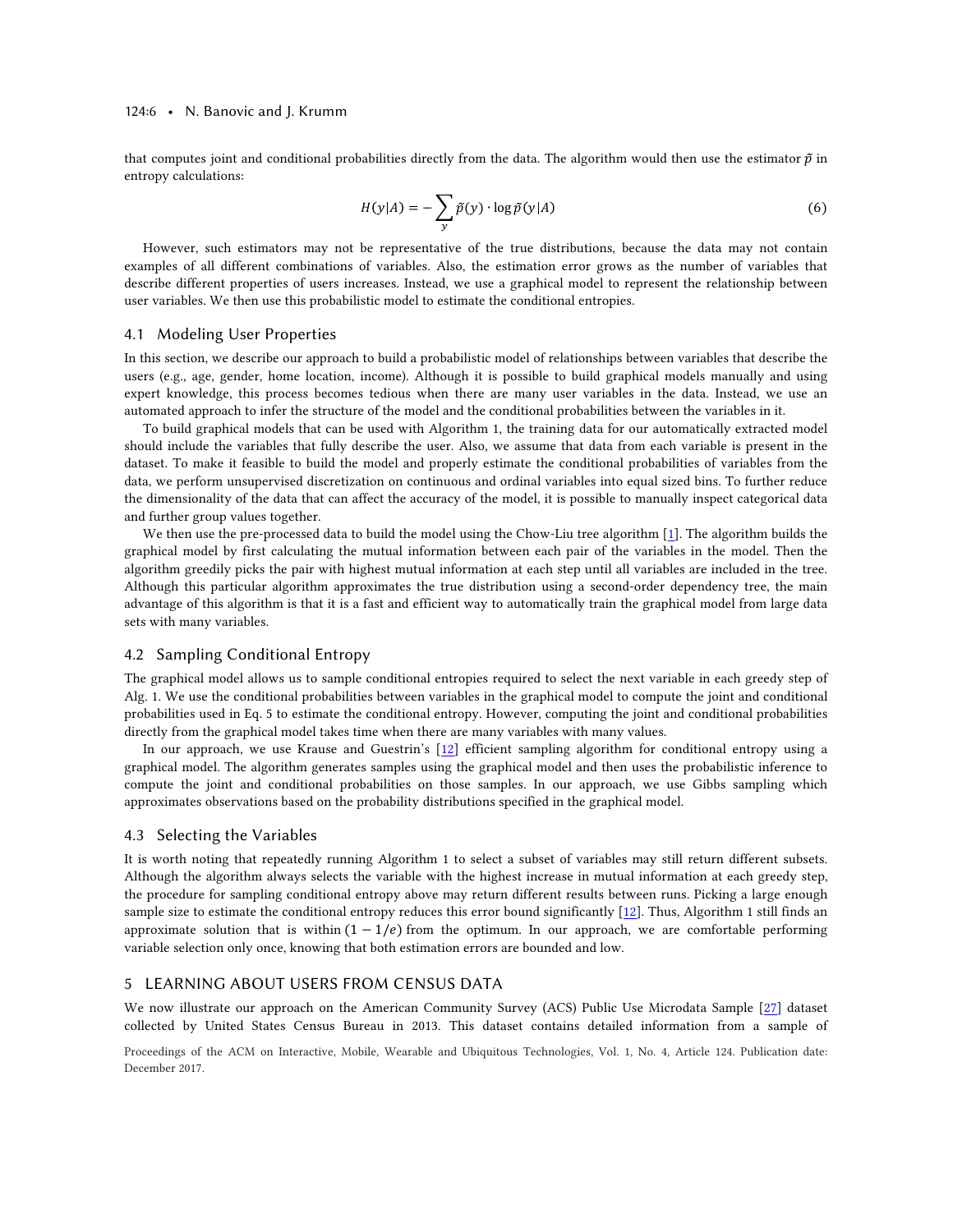that computes joint and conditional probabilities directly from the data. The algorithm would then use the estimator $\tilde{p}$ in entropy calculations:

$$H(y|A) = -\sum_{y} \tilde{p}(y) \cdot \log \tilde{p}(y|A) \tag{6}$$

However, such estimators may not be representative of the true distributions, because the data may not contain examples of all different combinations of variables. Also, the estimation error grows as the number of variables that describe different properties of users increases. Instead, we use a graphical model to represent the relationship between user variables. We then use this probabilistic model to estimate the conditional entropies.

### 4.1 Modeling User Properties

In this section, we describe our approach to build a probabilistic model of relationships between variables that describe the users (e.g., age, gender, home location, income). Although it is possible to build graphical models manually and using expert knowledge, this process becomes tedious when there are many user variables in the data. Instead, we use an automated approach to infer the structure of the model and the conditional probabilities between the variables in it.

To build graphical models that can be used with Algorithm 1, the training data for our automatically extracted model should include the variables that fully describe the user. Also, we assume that data from each variable is present in the dataset. To make it feasible to build the model and properly estimate the conditional probabilities of variables from the data, we perform unsupervised discretization on continuous and ordinal variables into equal sized bins. To further reduce the dimensionality of the data that can affect the accuracy of the model, it is possible to manually inspect categorical data and further group values together.

We then use the pre-processed data to build the model using the Chow-Liu tree algorithm [1]. The algorithm builds the graphical model by first calculating the mutual information between each pair of the variables in the model. Then the algorithm greedily picks the pair with highest mutual information at each step until all variables are included in the tree. Although this particular algorithm approximates the true distribution using a second-order dependency tree, the main advantage of this algorithm is that it is a fast and efficient way to automatically train the graphical model from large data sets with many variables.

### 4.2 Sampling Conditional Entropy

The graphical model allows us to sample conditional entropies required to select the next variable in each greedy step of Alg. 1. We use the conditional probabilities between variables in the graphical model to compute the joint and conditional probabilities used in Eq. 5 to estimate the conditional entropy. However, computing the joint and conditional probabilities directly from the graphical model takes time when there are many variables with many values.

In our approach, we use Krause and Guestrin's [12] efficient sampling algorithm for conditional entropy using a graphical model. The algorithm generates samples using the graphical model and then uses the probabilistic inference to compute the joint and conditional probabilities on those samples. In our approach, we use Gibbs sampling which approximates observations based on the probability distributions specified in the graphical model.

### 4.3 Selecting the Variables

It is worth noting that repeatedly running Algorithm 1 to select a subset of variables may still return different subsets. Although the algorithm always selects the variable with the highest increase in mutual information at each greedy step, the procedure for sampling conditional entropy above may return different results between runs. Picking a large enough sample size to estimate the conditional entropy reduces this error bound significantly [12]. Thus, Algorithm 1 still finds an approximate solution that is within $(1 - 1/e)$ from the optimum. In our approach, we are comfortable performing variable selection only once, knowing that both estimation errors are bounded and low.

## 5 LEARNING ABOUT USERS FROM CENSUS DATA

We now illustrate our approach on the American Community Survey (ACS) Public Use Microdata Sample [27] dataset collected by United States Census Bureau in 2013. This dataset contains detailed information from a sample of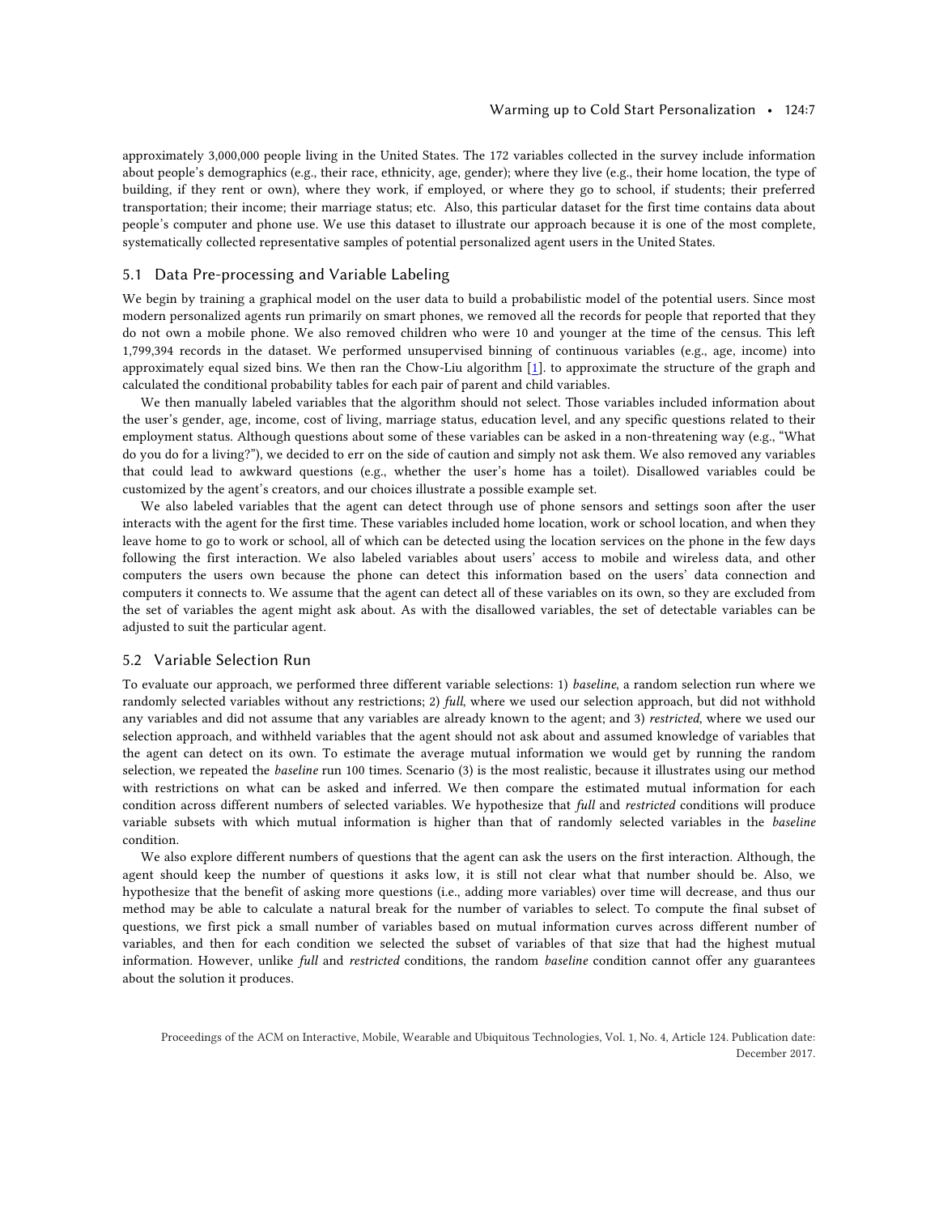approximately 3,000,000 people living in the United States. The 172 variables collected in the survey include information about people's demographics (e.g., their race, ethnicity, age, gender); where they live (e.g., their home location, the type of building, if they rent or own), where they work, if employed, or where they go to school, if students; their preferred transportation; their income; their marriage status; etc. Also, this particular dataset for the first time contains data about people's computer and phone use. We use this dataset to illustrate our approach because it is one of the most complete, systematically collected representative samples of potential personalized agent users in the United States.

## 5.1 Data Pre-processing and Variable Labeling

We begin by training a graphical model on the user data to build a probabilistic model of the potential users. Since most modern personalized agents run primarily on smart phones, we removed all the records for people that reported that they do not own a mobile phone. We also removed children who were 10 and younger at the time of the census. This left 1,799,394 records in the dataset. We performed unsupervised binning of continuous variables (e.g., age, income) into approximately equal sized bins. We then ran the Chow-Liu algorithm [1]. to approximate the structure of the graph and calculated the conditional probability tables for each pair of parent and child variables.

We then manually labeled variables that the algorithm should not select. Those variables included information about the user's gender, age, income, cost of living, marriage status, education level, and any specific questions related to their employment status. Although questions about some of these variables can be asked in a non-threatening way (e.g., "What do you do for a living?"), we decided to err on the side of caution and simply not ask them. We also removed any variables that could lead to awkward questions (e.g., whether the user's home has a toilet). Disallowed variables could be customized by the agent's creators, and our choices illustrate a possible example set.

We also labeled variables that the agent can detect through use of phone sensors and settings soon after the user interacts with the agent for the first time. These variables included home location, work or school location, and when they leave home to go to work or school, all of which can be detected using the location services on the phone in the few days following the first interaction. We also labeled variables about users' access to mobile and wireless data, and other computers the users own because the phone can detect this information based on the users' data connection and computers it connects to. We assume that the agent can detect all of these variables on its own, so they are excluded from the set of variables the agent might ask about. As with the disallowed variables, the set of detectable variables can be adjusted to suit the particular agent.

## 5.2 Variable Selection Run

To evaluate our approach, we performed three different variable selections: 1) *baseline*, a random selection run where we randomly selected variables without any restrictions; 2) *full*, where we used our selection approach, but did not withhold any variables and did not assume that any variables are already known to the agent; and 3) *restricted*, where we used our selection approach, and withheld variables that the agent should not ask about and assumed knowledge of variables that the agent can detect on its own. To estimate the average mutual information we would get by running the random selection, we repeated the *baseline* run 100 times. Scenario (3) is the most realistic, because it illustrates using our method with restrictions on what can be asked and inferred. We then compare the estimated mutual information for each condition across different numbers of selected variables. We hypothesize that *full* and *restricted* conditions will produce variable subsets with which mutual information is higher than that of randomly selected variables in the *baseline* condition.

We also explore different numbers of questions that the agent can ask the users on the first interaction. Although, the agent should keep the number of questions it asks low, it is still not clear what that number should be. Also, we hypothesize that the benefit of asking more questions (i.e., adding more variables) over time will decrease, and thus our method may be able to calculate a natural break for the number of variables to select. To compute the final subset of questions, we first pick a small number of variables based on mutual information curves across different number of variables, and then for each condition we selected the subset of variables of that size that had the highest mutual information. However, unlike *full* and *restricted* conditions, the random *baseline* condition cannot offer any guarantees about the solution it produces.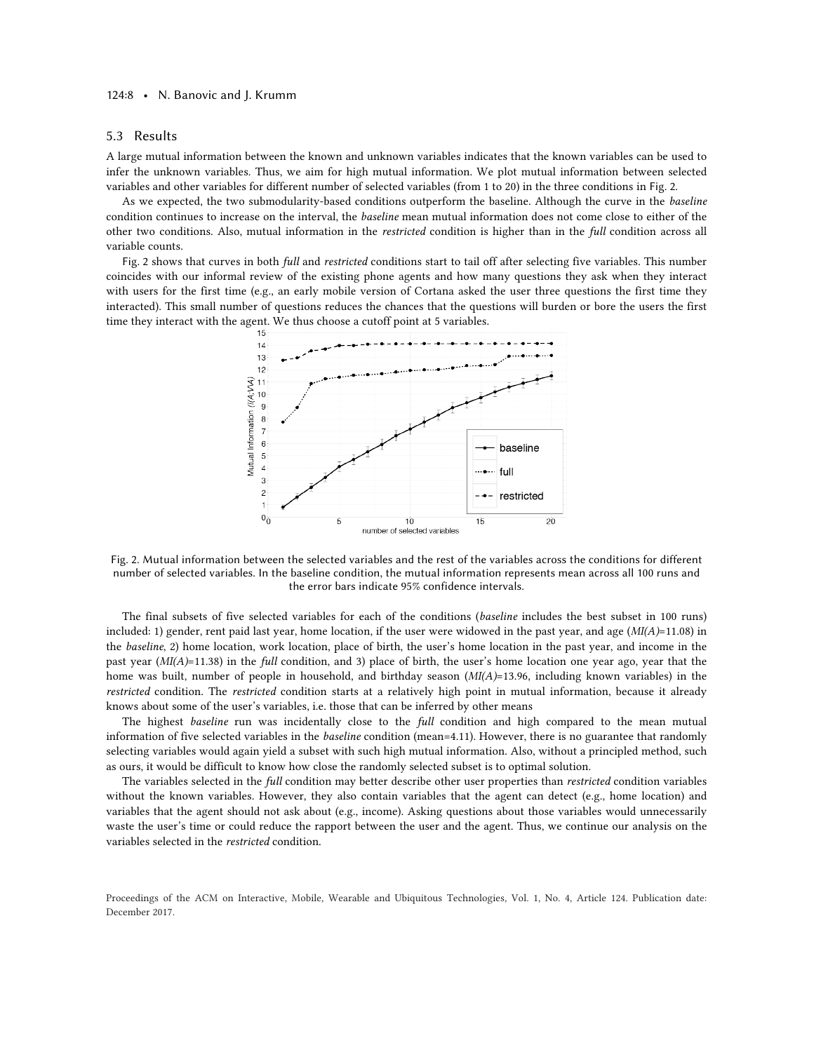## 5.3 Results

A large mutual information between the known and unknown variables indicates that the known variables can be used to infer the unknown variables. Thus, we aim for high mutual information. We plot mutual information between selected variables and other variables for different number of selected variables (from 1 to 20) in the three conditions in Fig. 2.

As we expected, the two submodularity-based conditions outperform the baseline. Although the curve in the *baseline* condition continues to increase on the interval, the *baseline* mean mutual information does not come close to either of the other two conditions. Also, mutual information in the *restricted* condition is higher than in the *full* condition across all variable counts.

Fig. 2 shows that curves in both *full* and *restricted* conditions start to tail off after selecting five variables. This number coincides with our informal review of the existing phone agents and how many questions they ask when they interact with users for the first time (e.g., an early mobile version of Cortana asked the user three questions the first time they interacted). This small number of questions reduces the chances that the questions will burden or bore the users the first time they interact with the agent. We thus choose a cutoff point at 5 variables.

Fig. 2. Mutual information between the selected variables and the rest of the variables across the conditions for different number of selected variables. In the baseline condition, the mutual information represents mean across all 100 runs and the error bars indicate 95% confidence intervals.

The final subsets of five selected variables for each of the conditions (*baseline* includes the best subset in 100 runs) included: 1) gender, rent paid last year, home location, if the user were widowed in the past year, and age (*MI(A)*=11.08) in the *baseline*, 2) home location, work location, place of birth, the user's home location in the past year, and income in the past year (*MI(A)*=11.38) in the *full* condition, and 3) place of birth, the user's home location one year ago, year that the home was built, number of people in household, and birthday season (*MI(A)*=13.96, including known variables) in the *restricted* condition. The *restricted* condition starts at a relatively high point in mutual information, because it already knows about some of the user's variables, i.e. those that can be inferred by other means

The highest *baseline* run was incidentally close to the *full* condition and high compared to the mean mutual information of five selected variables in the *baseline* condition (mean=4.11). However, there is no guarantee that randomly selecting variables would again yield a subset with such high mutual information. Also, without a principled method, such as ours, it would be difficult to know how close the randomly selected subset is to optimal solution.

The variables selected in the *full* condition may better describe other user properties than *restricted* condition variables without the known variables. However, they also contain variables that the agent can detect (e.g., home location) and variables that the agent should not ask about (e.g., income). Asking questions about those variables would unnecessarily waste the user's time or could reduce the rapport between the user and the agent. Thus, we continue our analysis on the variables selected in the *restricted* condition.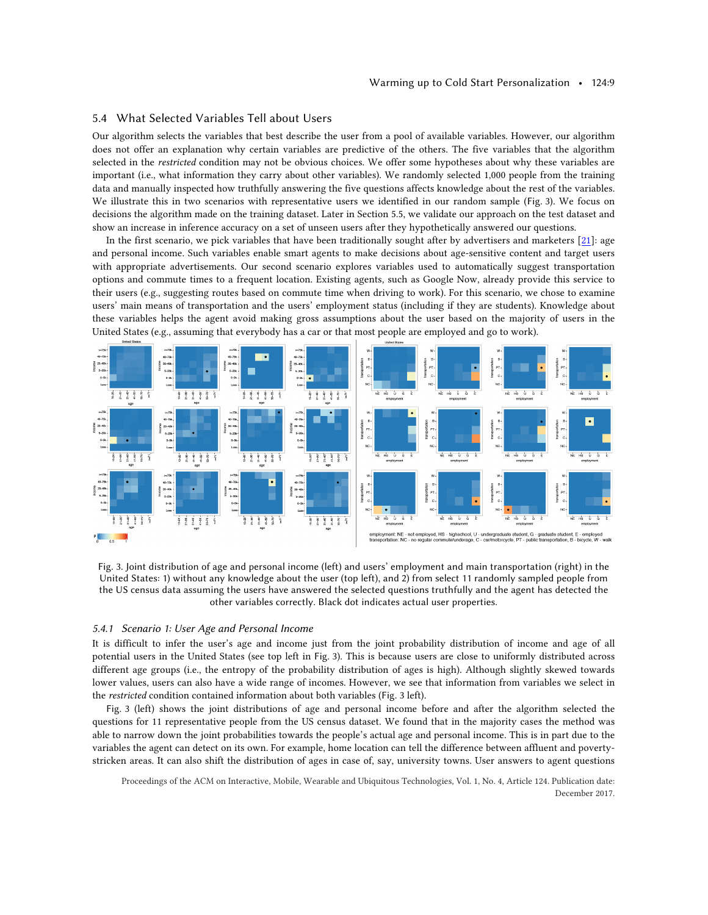### 5.4 What Selected Variables Tell about Users

Our algorithm selects the variables that best describe the user from a pool of available variables. However, our algorithm does not offer an explanation why certain variables are predictive of the others. The five variables that the algorithm selected in the *restricted* condition may not be obvious choices. We offer some hypotheses about why these variables are important (i.e., what information they carry about other variables). We randomly selected 1,000 people from the training data and manually inspected how truthfully answering the five questions affects knowledge about the rest of the variables. We illustrate this in two scenarios with representative users we identified in our random sample (Fig. 3). We focus on decisions the algorithm made on the training dataset. Later in Section 5.5, we validate our approach on the test dataset and show an increase in inference accuracy on a set of unseen users after they hypothetically answered our questions.

In the first scenario, we pick variables that have been traditionally sought after by advertisers and marketers [21]: age and personal income. Such variables enable smart agents to make decisions about age-sensitive content and target users with appropriate advertisements. Our second scenario explores variables used to automatically suggest transportation options and commute times to a frequent location. Existing agents, such as Google Now, already provide this service to their users (e.g., suggesting routes based on commute time when driving to work). For this scenario, we chose to examine users' main means of transportation and the users' employment status (including if they are students). Knowledge about these variables helps the agent avoid making gross assumptions about the user based on the majority of users in the United States (e.g., assuming that everybody has a car or that most people are employed and go to work).

Fig. 3. Joint distribution of age and personal income (left) and users' employment and main transportation (right) in the United States: 1) without any knowledge about the user (top left), and 2) from select 11 randomly sampled people from the US census data assuming the users have answered the selected questions truthfully and the agent has detected the other variables correctly. Black dot indicates actual user properties.

#### 5.4.1 Scenario 1: User Age and Personal Income

It is difficult to infer the user's age and income just from the joint probability distribution of income and age of all potential users in the United States (see top left in Fig. 3). This is because users are close to uniformly distributed across different age groups (i.e., the entropy of the probability distribution of ages is high). Although slightly skewed towards lower values, users can also have a wide range of incomes. However, we see that information from variables we select in the *restricted* condition contained information about both variables (Fig. 3 left).

Fig. 3 (left) shows the joint distributions of age and personal income before and after the algorithm selected the questions for 11 representative people from the US census dataset. We found that in the majority cases the method was able to narrow down the joint probabilities towards the people's actual age and personal income. This is in part due to the variables the agent can detect on its own. For example, home location can tell the difference between affluent and poverty-stricken areas. It can also shift the distribution of ages in case of, say, university towns. User answers to agent questions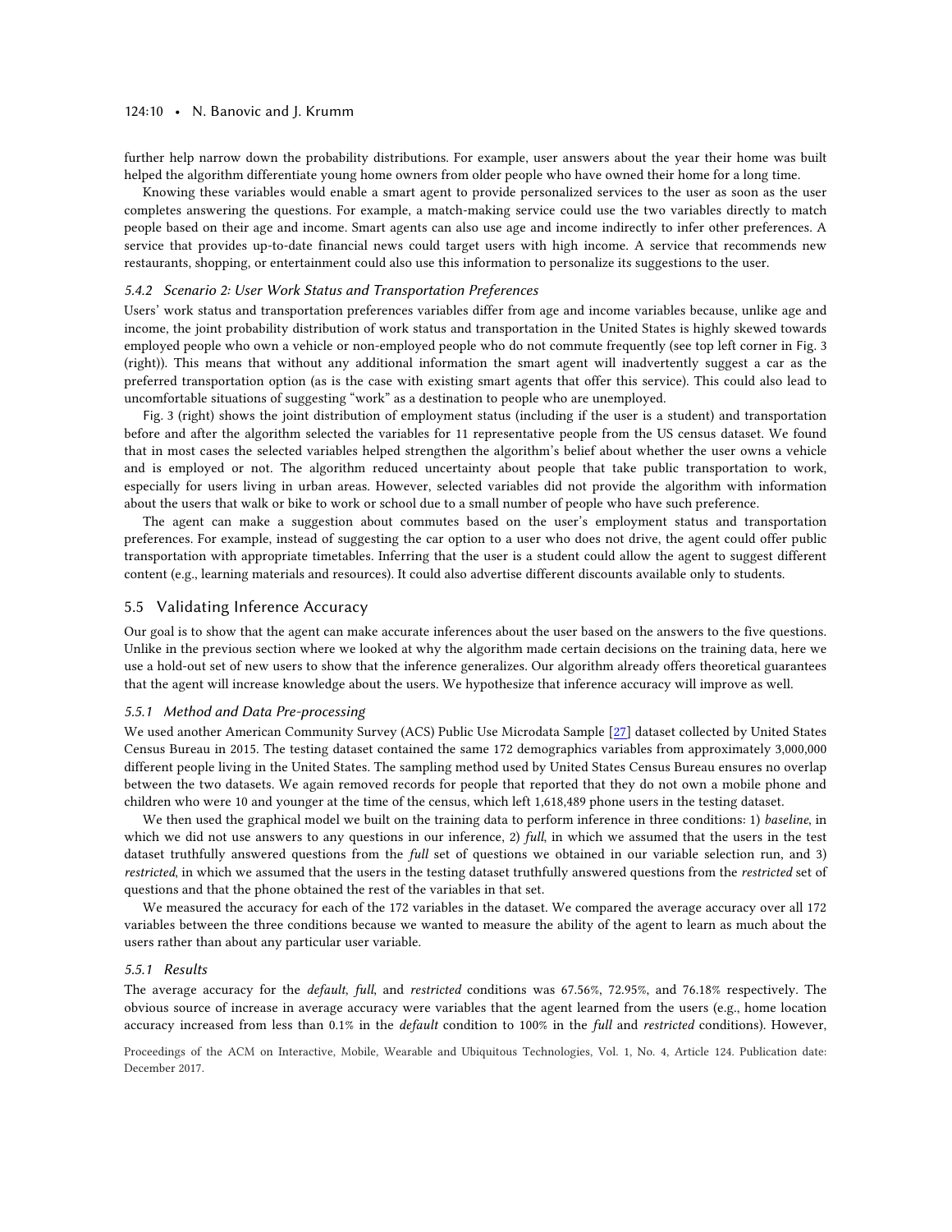further help narrow down the probability distributions. For example, user answers about the year their home was built helped the algorithm differentiate young home owners from older people who have owned their home for a long time.

Knowing these variables would enable a smart agent to provide personalized services to the user as soon as the user completes answering the questions. For example, a match-making service could use the two variables directly to match people based on their age and income. Smart agents can also use age and income indirectly to infer other preferences. A service that provides up-to-date financial news could target users with high income. A service that recommends new restaurants, shopping, or entertainment could also use this information to personalize its suggestions to the user.

#### *5.4.2 Scenario 2: User Work Status and Transportation Preferences*

Users' work status and transportation preferences variables differ from age and income variables because, unlike age and income, the joint probability distribution of work status and transportation in the United States is highly skewed towards employed people who own a vehicle or non-employed people who do not commute frequently (see top left corner in Fig. 3 (right)). This means that without any additional information the smart agent will inadvertently suggest a car as the preferred transportation option (as is the case with existing smart agents that offer this service). This could also lead to uncomfortable situations of suggesting "work" as a destination to people who are unemployed.

Fig. 3 (right) shows the joint distribution of employment status (including if the user is a student) and transportation before and after the algorithm selected the variables for 11 representative people from the US census dataset. We found that in most cases the selected variables helped strengthen the algorithm's belief about whether the user owns a vehicle and is employed or not. The algorithm reduced uncertainty about people that take public transportation to work, especially for users living in urban areas. However, selected variables did not provide the algorithm with information about the users that walk or bike to work or school due to a small number of people who have such preference.

The agent can make a suggestion about commutes based on the user's employment status and transportation preferences. For example, instead of suggesting the car option to a user who does not drive, the agent could offer public transportation with appropriate timetables. Inferring that the user is a student could allow the agent to suggest different content (e.g., learning materials and resources). It could also advertise different discounts available only to students.

### 5.5 Validating Inference Accuracy

Our goal is to show that the agent can make accurate inferences about the user based on the answers to the five questions. Unlike in the previous section where we looked at why the algorithm made certain decisions on the training data, here we use a hold-out set of new users to show that the inference generalizes. Our algorithm already offers theoretical guarantees that the agent will increase knowledge about the users. We hypothesize that inference accuracy will improve as well.

#### *5.5.1 Method and Data Pre-processing*

We used another American Community Survey (ACS) Public Use Microdata Sample [27] dataset collected by United States Census Bureau in 2015. The testing dataset contained the same 172 demographics variables from approximately 3,000,000 different people living in the United States. The sampling method used by United States Census Bureau ensures no overlap between the two datasets. We again removed records for people that reported that they do not own a mobile phone and children who were 10 and younger at the time of the census, which left 1,618,489 phone users in the testing dataset.

We then used the graphical model we built on the training data to perform inference in three conditions: 1) *baseline*, in which we did not use answers to any questions in our inference, 2) *full*, in which we assumed that the users in the test dataset truthfully answered questions from the *full* set of questions we obtained in our variable selection run, and 3) *restricted*, in which we assumed that the users in the testing dataset truthfully answered questions from the *restricted* set of questions and that the phone obtained the rest of the variables in that set.

We measured the accuracy for each of the 172 variables in the dataset. We compared the average accuracy over all 172 variables between the three conditions because we wanted to measure the ability of the agent to learn as much about the users rather than about any particular user variable.

#### *5.5.1 Results*

The average accuracy for the *default*, *full*, and *restricted* conditions was 67.56%, 72.95%, and 76.18% respectively. The obvious source of increase in average accuracy were variables that the agent learned from the users (e.g., home location accuracy increased from less than 0.1% in the *default* condition to 100% in the *full* and *restricted* conditions). However,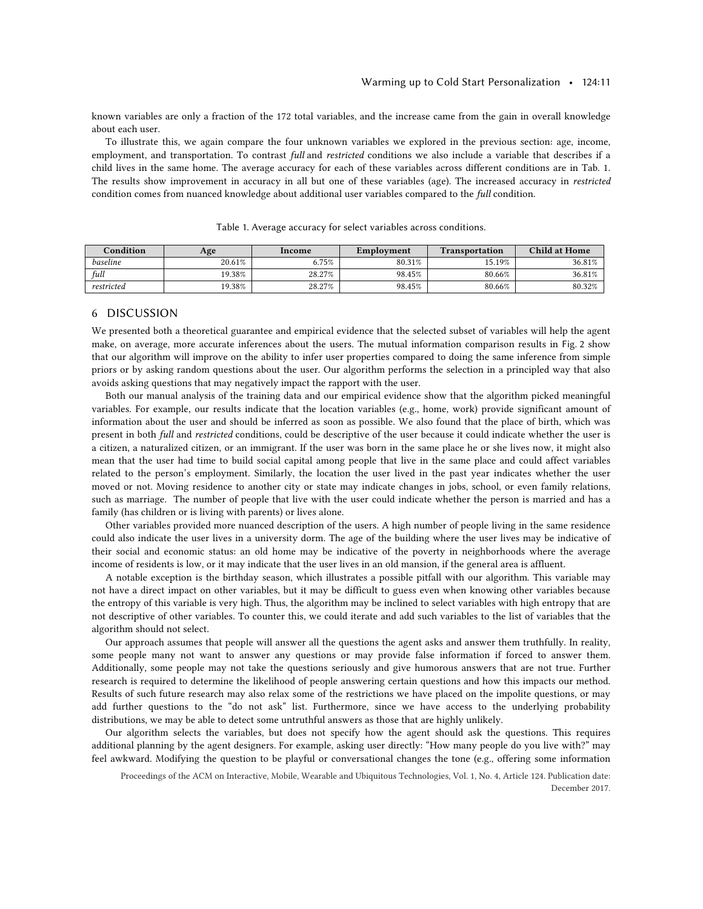known variables are only a fraction of the 172 total variables, and the increase came from the gain in overall knowledge about each user.

To illustrate this, we again compare the four unknown variables we explored in the previous section: age, income, employment, and transportation. To contrast *full* and *restricted* conditions we also include a variable that describes if a child lives in the same home. The average accuracy for each of these variables across different conditions are in Tab. 1. The results show improvement in accuracy in all but one of these variables (age). The increased accuracy in *restricted* condition comes from nuanced knowledge about additional user variables compared to the *full* condition.

Table 1. Average accuracy for select variables across conditions.

| Condition | Age | Income | Employment | Transportation | Child at Home |
|---|---|---|---|---|---|
| *baseline* | 20.61% | 6.75% | 80.31% | 15.19% | 36.81% |
| *full* | 19.38% | 28.27% | 98.45% | 80.66% | 36.81% |
| *restricted* | 19.38% | 28.27% | 98.45% | 80.66% | 80.32% |

## 6 DISCUSSION

We presented both a theoretical guarantee and empirical evidence that the selected subset of variables will help the agent make, on average, more accurate inferences about the users. The mutual information comparison results in Fig. 2 show that our algorithm will improve on the ability to infer user properties compared to doing the same inference from simple priors or by asking random questions about the user. Our algorithm performs the selection in a principled way that also avoids asking questions that may negatively impact the rapport with the user.

Both our manual analysis of the training data and our empirical evidence show that the algorithm picked meaningful variables. For example, our results indicate that the location variables (e.g., home, work) provide significant amount of information about the user and should be inferred as soon as possible. We also found that the place of birth, which was present in both *full* and *restricted* conditions, could be descriptive of the user because it could indicate whether the user is a citizen, a naturalized citizen, or an immigrant. If the user was born in the same place he or she lives now, it might also mean that the user had time to build social capital among people that live in the same place and could affect variables related to the person's employment. Similarly, the location the user lived in the past year indicates whether the user moved or not. Moving residence to another city or state may indicate changes in jobs, school, or even family relations, such as marriage. The number of people that live with the user could indicate whether the person is married and has a family (has children or is living with parents) or lives alone.

Other variables provided more nuanced description of the users. A high number of people living in the same residence could also indicate the user lives in a university dorm. The age of the building where the user lives may be indicative of their social and economic status: an old home may be indicative of the poverty in neighborhoods where the average income of residents is low, or it may indicate that the user lives in an old mansion, if the general area is affluent.

A notable exception is the birthday season, which illustrates a possible pitfall with our algorithm. This variable may not have a direct impact on other variables, but it may be difficult to guess even when knowing other variables because the entropy of this variable is very high. Thus, the algorithm may be inclined to select variables with high entropy that are not descriptive of other variables. To counter this, we could iterate and add such variables to the list of variables that the algorithm should not select.

Our approach assumes that people will answer all the questions the agent asks and answer them truthfully. In reality, some people many not want to answer any questions or may provide false information if forced to answer them. Additionally, some people may not take the questions seriously and give humorous answers that are not true. Further research is required to determine the likelihood of people answering certain questions and how this impacts our method. Results of such future research may also relax some of the restrictions we have placed on the impolite questions, or may add further questions to the "do not ask" list. Furthermore, since we have access to the underlying probability distributions, we may be able to detect some untruthful answers as those that are highly unlikely.

Our algorithm selects the variables, but does not specify how the agent should ask the questions. This requires additional planning by the agent designers. For example, asking user directly: "How many people do you live with?" may feel awkward. Modifying the question to be playful or conversational changes the tone (e.g., offering some information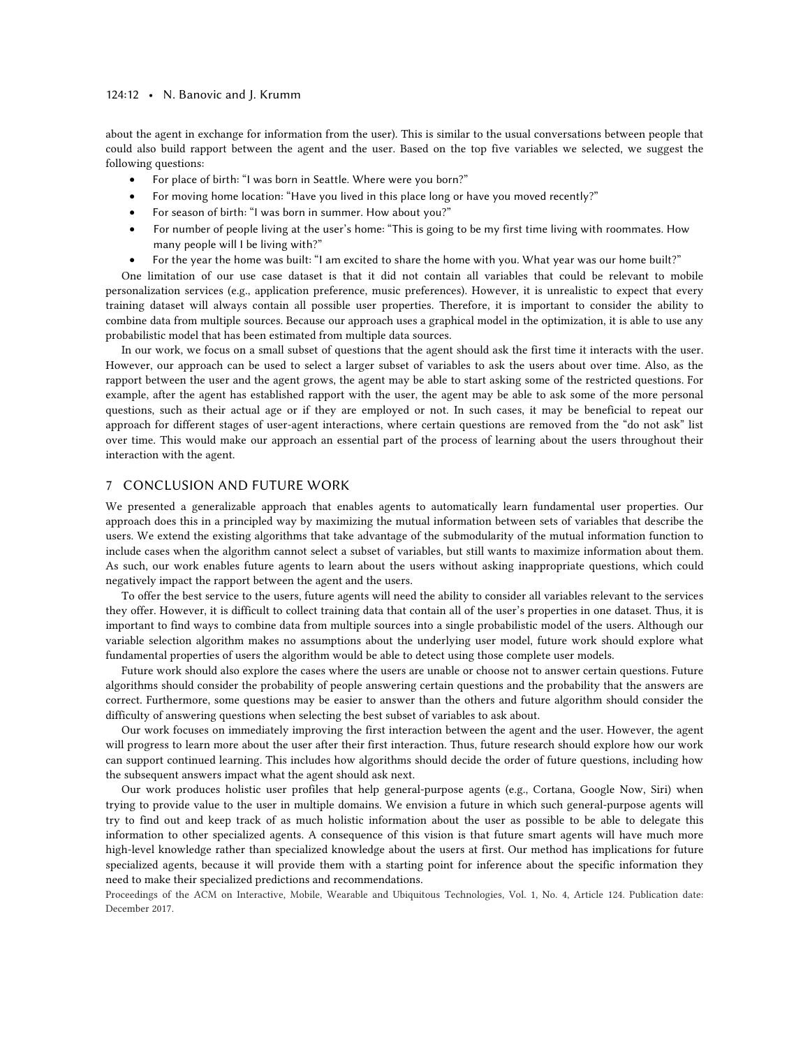about the agent in exchange for information from the user). This is similar to the usual conversations between people that could also build rapport between the agent and the user. Based on the top five variables we selected, we suggest the following questions:

- For place of birth: "I was born in Seattle. Where were you born?"
- For moving home location: "Have you lived in this place long or have you moved recently?"
- For season of birth: "I was born in summer. How about you?"
- For number of people living at the user's home: "This is going to be my first time living with roommates. How many people will I be living with?"
- For the year the home was built: "I am excited to share the home with you. What year was our home built?"

One limitation of our use case dataset is that it did not contain all variables that could be relevant to mobile personalization services (e.g., application preference, music preferences). However, it is unrealistic to expect that every training dataset will always contain all possible user properties. Therefore, it is important to consider the ability to combine data from multiple sources. Because our approach uses a graphical model in the optimization, it is able to use any probabilistic model that has been estimated from multiple data sources.

In our work, we focus on a small subset of questions that the agent should ask the first time it interacts with the user. However, our approach can be used to select a larger subset of variables to ask the users about over time. Also, as the rapport between the user and the agent grows, the agent may be able to start asking some of the restricted questions. For example, after the agent has established rapport with the user, the agent may be able to ask some of the more personal questions, such as their actual age or if they are employed or not. In such cases, it may be beneficial to repeat our approach for different stages of user-agent interactions, where certain questions are removed from the "do not ask" list over time. This would make our approach an essential part of the process of learning about the users throughout their interaction with the agent.

## 7 CONCLUSION AND FUTURE WORK

We presented a generalizable approach that enables agents to automatically learn fundamental user properties. Our approach does this in a principled way by maximizing the mutual information between sets of variables that describe the users. We extend the existing algorithms that take advantage of the submodularity of the mutual information function to include cases when the algorithm cannot select a subset of variables, but still wants to maximize information about them. As such, our work enables future agents to learn about the users without asking inappropriate questions, which could negatively impact the rapport between the agent and the users.

To offer the best service to the users, future agents will need the ability to consider all variables relevant to the services they offer. However, it is difficult to collect training data that contain all of the user's properties in one dataset. Thus, it is important to find ways to combine data from multiple sources into a single probabilistic model of the users. Although our variable selection algorithm makes no assumptions about the underlying user model, future work should explore what fundamental properties of users the algorithm would be able to detect using those complete user models.

Future work should also explore the cases where the users are unable or choose not to answer certain questions. Future algorithms should consider the probability of people answering certain questions and the probability that the answers are correct. Furthermore, some questions may be easier to answer than the others and future algorithm should consider the difficulty of answering questions when selecting the best subset of variables to ask about.

Our work focuses on immediately improving the first interaction between the agent and the user. However, the agent will progress to learn more about the user after their first interaction. Thus, future research should explore how our work can support continued learning. This includes how algorithms should decide the order of future questions, including how the subsequent answers impact what the agent should ask next.

Our work produces holistic user profiles that help general-purpose agents (e.g., Cortana, Google Now, Siri) when trying to provide value to the user in multiple domains. We envision a future in which such general-purpose agents will try to find out and keep track of as much holistic information about the user as possible to be able to delegate this information to other specialized agents. A consequence of this vision is that future smart agents will have much more high-level knowledge rather than specialized knowledge about the users at first. Our method has implications for future specialized agents, because it will provide them with a starting point for inference about the specific information they need to make their specialized predictions and recommendations.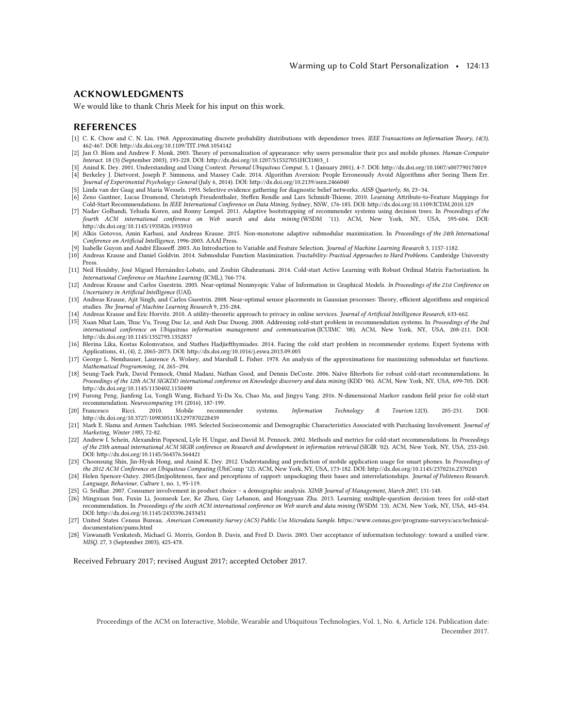## ACKNOWLEDGMENTS

We would like to thank Chris Meek for his input on this work.

## REFERENCES

[1] C. K. Chow and C. N. Liu. 1968. Approximating discrete probability distributions with dependence trees. *IEEE Transactions on Information Theory, 14(3)*, 462-467. DOI: http://dx.doi.org/10.1109/TIT.1968.1054142

[2] Jan O. Blom and Andrew F. Monk. 2003. Theory of personalization of appearance: why users personalize their pcs and mobile phones. *Human-Computer Interact.* 18 (3) (September 2003), 193-228. DOI: http://dx.doi.org/10.1207/S15327051HCI1803_1

[3] Anind K. Dey. 2001. Understanding and Using Context. *Personal Ubiquitous Comput.* 5, 1 (January 2001), 4-7. DOI: http://dx.doi.org/10.1007/s007790170019

[4] Berkeley J. Dietvorst, Joseph P. Simmons, and Massey Cade. 2014. Algorithm Aversion: People Erroneously Avoid Algorithms after Seeing Them Err. *Journal of Experimental Psychology: General* (July 6, 2014). DOI: http://dx.doi.org/10.2139/ssrn.2466040

[5] Linda van der Gaag and Maria Wessels. 1993. Selective evidence gathering for diagnostic belief networks. *AISB Quarterly, 86*, 23–34.

[6] Zeno Gantner, Lucas Drumond, Christoph Freudenthaler, Steffen Rendle and Lars Schmidt-Thieme, 2010. Learning Attribute-to-Feature Mappings for Cold-Start Recommendations. In *IEEE International Conference on Data Mining*, Sydney, NSW, 176-185. DOI: http://dx.doi.org/10.1109/ICDM.2010.129

[7] Nadav Golbandi, Yehuda Koren, and Ronny Lempel. 2011. Adaptive bootstrapping of recommender systems using decision trees. In *Proceedings of the fourth ACM international conference on Web search and data mining* (WSDM '11). ACM, New York, NY, USA, 595-604. DOI: http://dx.doi.org/10.1145/1935826.1935910

[8] Alkis Gotovos, Amin Karbasi, and Andreas Krause. 2015. Non-monotone adaptive submodular maximization. In *Proceedings of the 24th International Conference on Artificial Intelligence*, 1996-2003. AAAI Press.

[9] Isabelle Guyon and André Elisseeff. 2003. An Introduction to Variable and Feature Selection. *Journal of Machine Learning Research* 3, 1157-1182.

[10] Andreas Krause and Daniel Goldvin. 2014. Submodular Function Maximization. *Tractability: Practical Approaches to Hard Problems.* Cambridge University Press.

[11] Neil Houlsby, José Miguel Hernández-Lobato, and Zoubin Ghahramani. 2014. Cold-start Active Learning with Robust Ordinal Matrix Factorization. In *International Conference on Machine Learning* (ICML), 766-774.

[12] Andreas Krause and Carlos Guestrin. 2005. Near-optimal Nonmyopic Value of Information in Graphical Models. *In Proceedings of the 21st Conference on Uncertainty in Artificial Intelligence* (UAI).

[13] Andreas Krause, Ajit Singh, and Carlos Guestrin. 2008. Near-optimal sensor placements in Gaussian processes: Theory, efficient algorithms and empirical studies. *The Journal of Machine Learning Research* 9, 235-284.

[14] Andreas Krause and Eric Horvitz. 2010. A utility-theoretic approach to privacy in online services. *Journal of Artificial Intelligence Research*, 633-662.

[15] Xuan Nhat Lam, Thuc Vu, Trong Duc Le, and Anh Duc Duong. 2008. Addressing cold-start problem in recommendation systems. In *Proceedings of the 2nd international conference on Ubiquitous information management and communication* (ICUIMC '08). ACM, New York, NY, USA, 208-211. DOI: http://dx.doi.org/10.1145/1352793.1352837

[16] Blerina Lika, Kostas Kolomvatsos, and Stathes Hadjiefthymiades. 2014. Facing the cold start problem in recommender systems. Expert Systems with Applications, 41, (4), 2, 2065-2073. DOI: http://dx.doi.org/10.1016/j.eswa.2013.09.005

[17] George L. Nemhauser, Laurence A. Wolsey, and Marshall L. Fisher. 1978. An analysis of the approximations for maximizing submodular set functions. *Mathematical Programming, 14*, 265−294.

[18] Seung-Taek Park, David Pennock, Omid Madani, Nathan Good, and Dennis DeCoste. 2006. Naïve filterbots for robust cold-start recommendations. In *Proceedings of the 12th ACM SIGKDD international conference on Knowledge discovery and data mining* (KDD '06). ACM, New York, NY, USA, 699-705. DOI: http://dx.doi.org/10.1145/1150402.1150490

[19] Furong Peng, Jianfeng Lu, Yongli Wang, Richard Yi-Da Xu, Chao Ma, and Jingyu Yang. 2016. N-dimensional Markov random field prior for cold-start recommendation. *Neurocomputing* 191 (2016), 187-199.

[20] Francesco Ricci. 2010. Mobile recommender systems. *Information Technology & Tourism* 12(3). 205-231. DOI: http://dx.doi.org/10.3727/109830511X12978702284390

[21] Mark E. Slama and Armen Tashchian. 1985. Selected Socioeconomic and Demographic Characteristics Associated with Purchasing Involvement. *Journal of Marketing, Winter 1985*, 72-82.

[22] Andrew I. Schein, Alexandrin Popescul, Lyle H. Ungar, and David M. Pennock. 2002. Methods and metrics for cold-start recommendations. In *Proceedings of the 25th annual international ACM SIGIR conference on Research and development in information retrieval* (SIGIR '02). ACM, New York, NY, USA, 253-260. DOI: http://dx.doi.org/10.1145/564376.564421

[23] Choonsung Shin, Jin-Hyuk Hong, and Anind K. Dey. 2012. Understanding and prediction of mobile application usage for smart phones. In *Proceedings of the 2012 ACM Conference on Ubiquitous Computing* (UbiComp '12). ACM, New York, NY, USA, 173-182. DOI: http://dx.doi.org/10.1145/2370216.2370243

[24] Helen Spencer-Oatey. 2005.(Im)politeness, face and perceptions of rapport: unpackaging their bases and interrelationships. *Journal of Politeness Research. Language, Behaviour, Culture* 1, no. 1, 95-119.

[25] G. Sridhar. 2007. Consumer involvement in product choice – a demographic analysis. *XIMB Journal of Management, March 2007*, 131-148.

[26] Mingxuan Sun, Fuxin Li, Joonseok Lee, Ke Zhou, Guy Lebanon, and Hongyuan Zha. 2013. Learning multiple-question decision trees for cold-start recommendation. In *Proceedings of the sixth ACM international conference on Web search and data mining* (WSDM '13). ACM, New York, NY, USA, 445-454. DOI: http://dx.doi.org/10.1145/2433396.2433451

[27] United States Census Bureau. *American Community Survey (ACS) Public Use Microdata Sample.* https://www.census.gov/programs-surveys/acs/technical-documentation/pums.html

[28] Viswanath Venkatesh, Michael G. Morris, Gordon B. Davis, and Fred D. Davis. 2003. User acceptance of information technology: toward a unified view. *MISQ.* 27, 3 (September 2003), 425-478.

Received February 2017; revised August 2017; accepted October 2017.